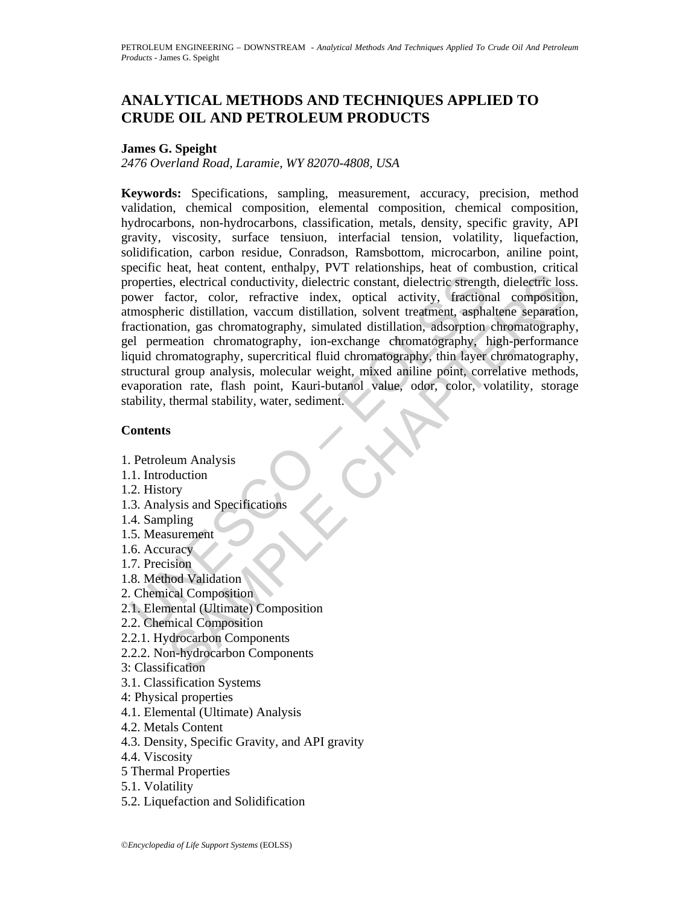# ANALYTICAL METHODS AND TECHNIQUES APPLIED TO CRUDE OIL AND PETROLEUM PRODUCTS

**James G. Speight**

*2476 Overland Road, Laramie, WY 82070-4808, USA*

**Keywords:** Specifications, sampling, measurement, accuracy, precision, method validation, chemical composition, elemental composition, chemical composition, hydrocarbons, non-hydrocarbons, classification, metals, density, specific gravity, API gravity, viscosity, surface tensiuon, interfacial tension, volatility, liquefaction, solidification, carbon residue, Conradson, Ramsbottom, microcarbon, aniline point, specific heat, heat content, enthalpy, PVT relationships, heat of combustion, critical properties, electrical conductivity, dielectric constant, dielectric strength, dielectric loss. power factor, color, refractive index, optical activity, fractional composition, atmospheric distillation, vaccum distillation, solvent treatment, asphaltene separation, fractionation, gas chromatography, simulated distillation, adsorption chromatography, gel permeation chromatography, ion-exchange chromatography, high-performance liquid chromatography, supercritical fluid chromatography, thin layer chromatography, structural group analysis, molecular weight, mixed aniline point, correlative methods, evaporation rate, flash point, Kauri-butanol value, odor, color, volatility, storage stability, thermal stability, water, sediment.

## Contents

1. Petroleum Analysis
1.1. Introduction
1.2. History
1.3. Analysis and Specifications
1.4. Sampling
1.5. Measurement
1.6. Accuracy
1.7. Precision
1.8. Method Validation
2. Chemical Composition
2.1. Elemental (Ultimate) Composition
2.2. Chemical Composition
2.2.1. Hydrocarbon Components
2.2.2. Non-hydrocarbon Components
3: Classification
3.1. Classification Systems
4: Physical properties
4.1. Elemental (Ultimate) Analysis
4.2. Metals Content
4.3. Density, Specific Gravity, and API gravity
4.4. Viscosity
5 Thermal Properties
5.1. Volatility
5.2. Liquefaction and Solidification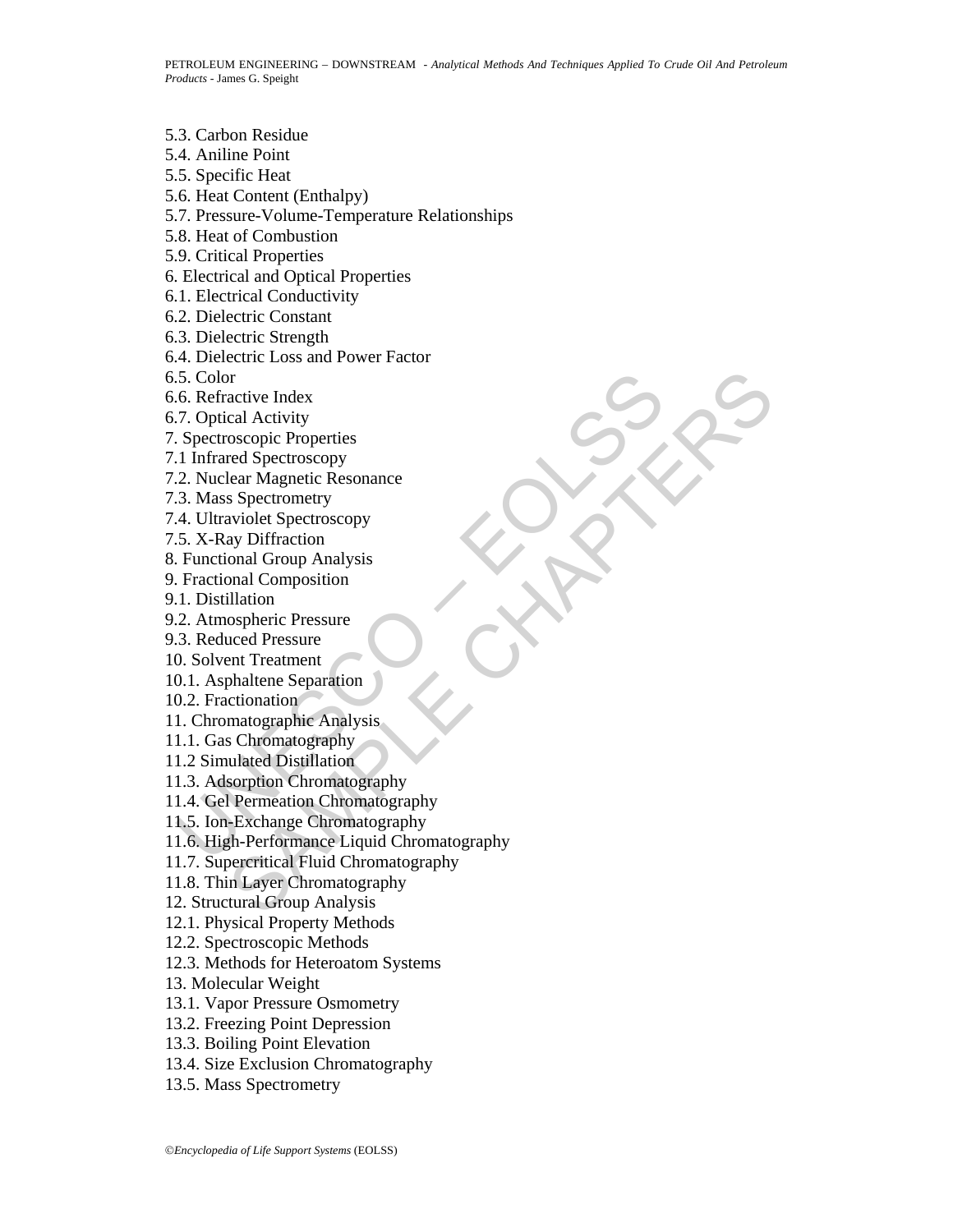5.3. Carbon Residue  
5.4. Aniline Point  
5.5. Specific Heat  
5.6. Heat Content (Enthalpy)  
5.7. Pressure-Volume-Temperature Relationships  
5.8. Heat of Combustion  
5.9. Critical Properties  
6. Electrical and Optical Properties  
6.1. Electrical Conductivity  
6.2. Dielectric Constant  
6.3. Dielectric Strength  
6.4. Dielectric Loss and Power Factor  
6.5. Color  
6.6. Refractive Index  
6.7. Optical Activity  
7. Spectroscopic Properties  
7.1 Infrared Spectroscopy  
7.2. Nuclear Magnetic Resonance  
7.3. Mass Spectrometry  
7.4. Ultraviolet Spectroscopy  
7.5. X-Ray Diffraction  
8. Functional Group Analysis  
9. Fractional Composition  
9.1. Distillation  
9.2. Atmospheric Pressure  
9.3. Reduced Pressure  
10. Solvent Treatment  
10.1. Asphaltene Separation  
10.2. Fractionation  
11. Chromatographic Analysis  
11.1. Gas Chromatography  
11.2 Simulated Distillation  
11.3. Adsorption Chromatography  
11.4. Gel Permeation Chromatography  
11.5. Ion-Exchange Chromatography  
11.6. High-Performance Liquid Chromatography  
11.7. Supercritical Fluid Chromatography  
11.8. Thin Layer Chromatography  
12. Structural Group Analysis  
12.1. Physical Property Methods  
12.2. Spectroscopic Methods  
12.3. Methods for Heteroatom Systems  
13. Molecular Weight  
13.1. Vapor Pressure Osmometry  
13.2. Freezing Point Depression  
13.3. Boiling Point Elevation  
13.4. Size Exclusion Chromatography  
13.5. Mass Spectrometry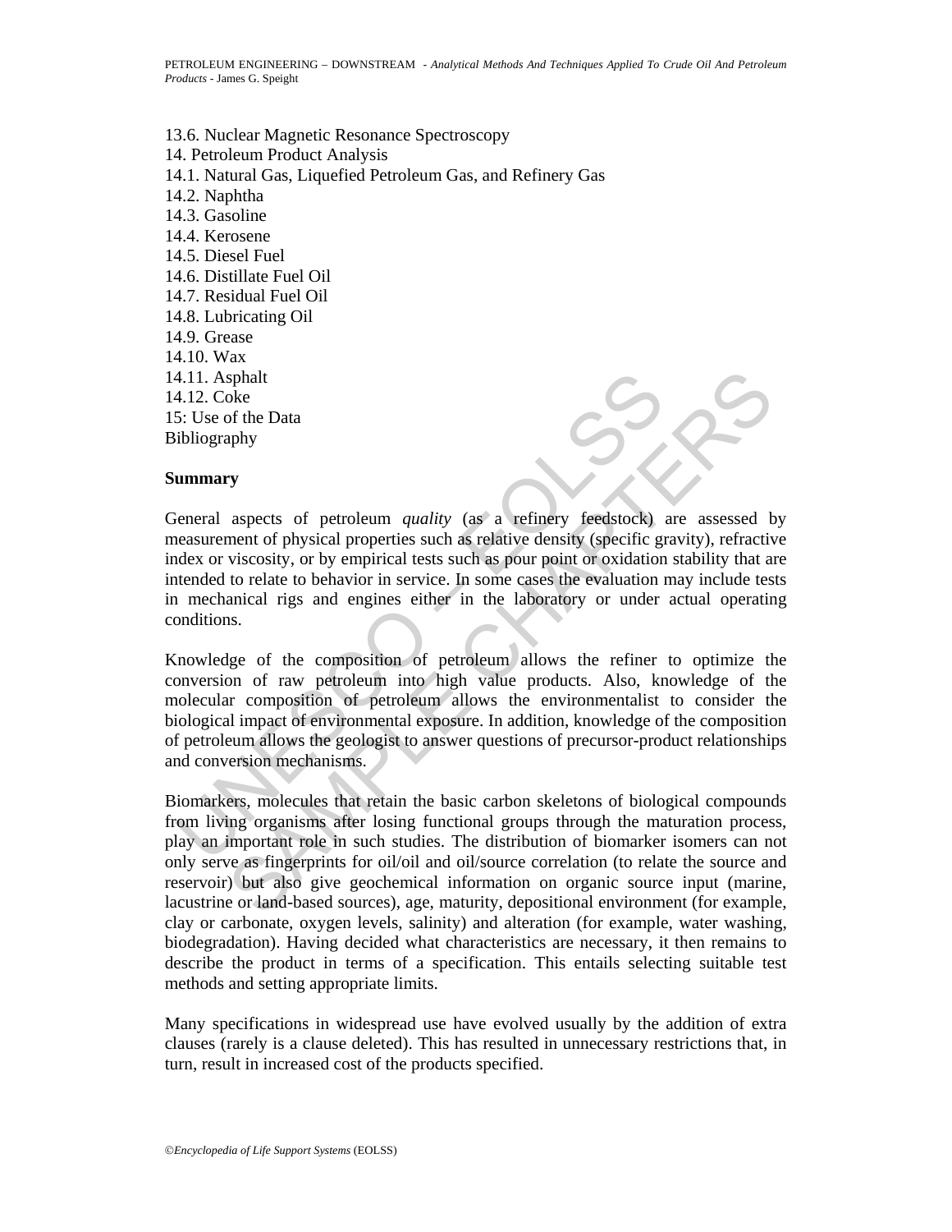13.6. Nuclear Magnetic Resonance Spectroscopy
14. Petroleum Product Analysis
14.1. Natural Gas, Liquefied Petroleum Gas, and Refinery Gas
14.2. Naphtha
14.3. Gasoline
14.4. Kerosene
14.5. Diesel Fuel
14.6. Distillate Fuel Oil
14.7. Residual Fuel Oil
14.8. Lubricating Oil
14.9. Grease
14.10. Wax
14.11. Asphalt
14.12. Coke
15: Use of the Data
Bibliography

**Summary**

General aspects of petroleum *quality* (as a refinery feedstock) are assessed by measurement of physical properties such as relative density (specific gravity), refractive index or viscosity, or by empirical tests such as pour point or oxidation stability that are intended to relate to behavior in service. In some cases the evaluation may include tests in mechanical rigs and engines either in the laboratory or under actual operating conditions.

Knowledge of the composition of petroleum allows the refiner to optimize the conversion of raw petroleum into high value products. Also, knowledge of the molecular composition of petroleum allows the environmentalist to consider the biological impact of environmental exposure. In addition, knowledge of the composition of petroleum allows the geologist to answer questions of precursor-product relationships and conversion mechanisms.

Biomarkers, molecules that retain the basic carbon skeletons of biological compounds from living organisms after losing functional groups through the maturation process, play an important role in such studies. The distribution of biomarker isomers can not only serve as fingerprints for oil/oil and oil/source correlation (to relate the source and reservoir) but also give geochemical information on organic source input (marine, lacustrine or land-based sources), age, maturity, depositional environment (for example, clay or carbonate, oxygen levels, salinity) and alteration (for example, water washing, biodegradation). Having decided what characteristics are necessary, it then remains to describe the product in terms of a specification. This entails selecting suitable test methods and setting appropriate limits.

Many specifications in widespread use have evolved usually by the addition of extra clauses (rarely is a clause deleted). This has resulted in unnecessary restrictions that, in turn, result in increased cost of the products specified.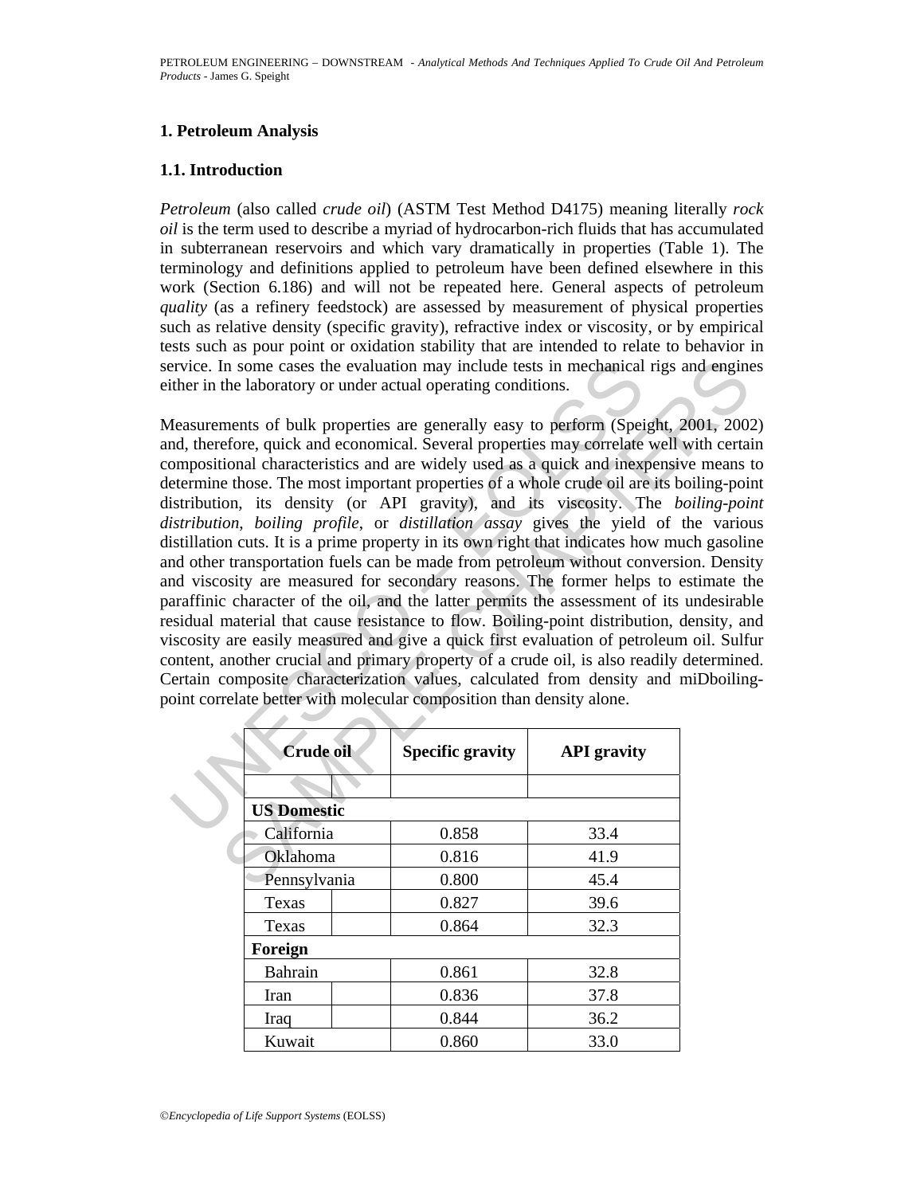## 1. Petroleum Analysis

### 1.1. Introduction

*Petroleum* (also called *crude oil*) (ASTM Test Method D4175) meaning literally *rock oil* is the term used to describe a myriad of hydrocarbon-rich fluids that has accumulated in subterranean reservoirs and which vary dramatically in properties (Table 1). The terminology and definitions applied to petroleum have been defined elsewhere in this work (Section 6.186) and will not be repeated here. General aspects of petroleum *quality* (as a refinery feedstock) are assessed by measurement of physical properties such as relative density (specific gravity), refractive index or viscosity, or by empirical tests such as pour point or oxidation stability that are intended to relate to behavior in service. In some cases the evaluation may include tests in mechanical rigs and engines either in the laboratory or under actual operating conditions.

Measurements of bulk properties are generally easy to perform (Speight, 2001, 2002) and, therefore, quick and economical. Several properties may correlate well with certain compositional characteristics and are widely used as a quick and inexpensive means to determine those. The most important properties of a whole crude oil are its boiling-point distribution, its density (or API gravity), and its viscosity. The *boiling-point distribution*, *boiling profile*, or *distillation assay* gives the yield of the various distillation cuts. It is a prime property in its own right that indicates how much gasoline and other transportation fuels can be made from petroleum without conversion. Density and viscosity are measured for secondary reasons. The former helps to estimate the paraffinic character of the oil, and the latter permits the assessment of its undesirable residual material that cause resistance to flow. Boiling-point distribution, density, and viscosity are easily measured and give a quick first evaluation of petroleum oil. Sulfur content, another crucial and primary property of a crude oil, is also readily determined. Certain composite characterization values, calculated from density and miDboiling-point correlate better with molecular composition than density alone.

| Crude oil | Specific gravity | API gravity |
|---|---|---|
| | | |
| **US Domestic** | | |
| California | 0.858 | 33.4 |
| Oklahoma | 0.816 | 41.9 |
| Pennsylvania | 0.800 | 45.4 |
| Texas | 0.827 | 39.6 |
| Texas | 0.864 | 32.3 |
| **Foreign** | | |
| Bahrain | 0.861 | 32.8 |
| Iran | 0.836 | 37.8 |
| Iraq | 0.844 | 36.2 |
| Kuwait | 0.860 | 33.0 |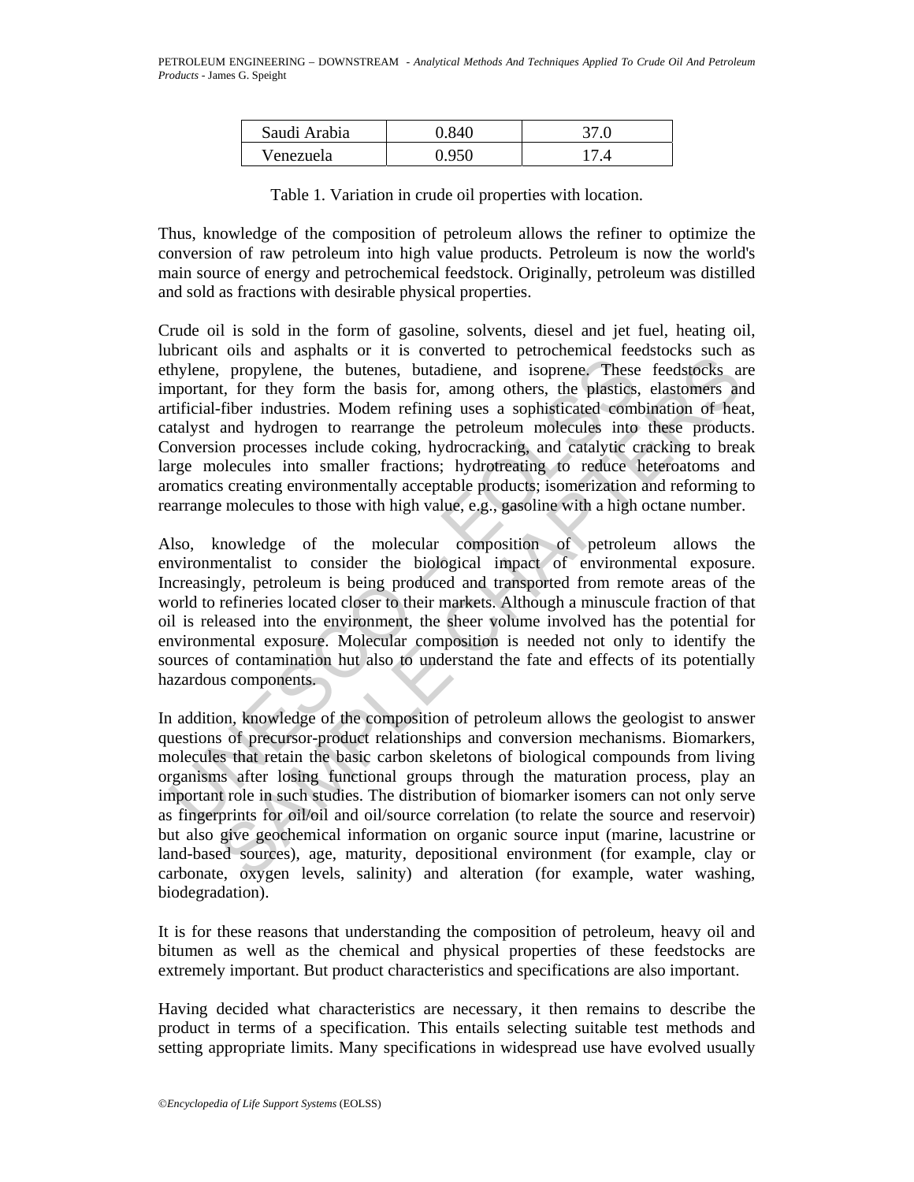| | | |
|---|---|---|
| Saudi Arabia | 0.840 | 37.0 |
| Venezuela | 0.950 | 17.4 |

Table 1. Variation in crude oil properties with location.

Thus, knowledge of the composition of petroleum allows the refiner to optimize the conversion of raw petroleum into high value products. Petroleum is now the world's main source of energy and petrochemical feedstock. Originally, petroleum was distilled and sold as fractions with desirable physical properties.

Crude oil is sold in the form of gasoline, solvents, diesel and jet fuel, heating oil, lubricant oils and asphalts or it is converted to petrochemical feedstocks such as ethylene, propylene, the butenes, butadiene, and isoprene. These feedstocks are important, for they form the basis for, among others, the plastics, elastomers and artificial-fiber industries. Modem refining uses a sophisticated combination of heat, catalyst and hydrogen to rearrange the petroleum molecules into these products. Conversion processes include coking, hydrocracking, and catalytic cracking to break large molecules into smaller fractions; hydrotreating to reduce heteroatoms and aromatics creating environmentally acceptable products; isomerization and reforming to rearrange molecules to those with high value, e.g., gasoline with a high octane number.

Also, knowledge of the molecular composition of petroleum allows the environmentalist to consider the biological impact of environmental exposure. Increasingly, petroleum is being produced and transported from remote areas of the world to refineries located closer to their markets. Although a minuscule fraction of that oil is released into the environment, the sheer volume involved has the potential for environmental exposure. Molecular composition is needed not only to identify the sources of contamination hut also to understand the fate and effects of its potentially hazardous components.

In addition, knowledge of the composition of petroleum allows the geologist to answer questions of precursor-product relationships and conversion mechanisms. Biomarkers, molecules that retain the basic carbon skeletons of biological compounds from living organisms after losing functional groups through the maturation process, play an important role in such studies. The distribution of biomarker isomers can not only serve as fingerprints for oil/oil and oil/source correlation (to relate the source and reservoir) but also give geochemical information on organic source input (marine, lacustrine or land-based sources), age, maturity, depositional environment (for example, clay or carbonate, oxygen levels, salinity) and alteration (for example, water washing, biodegradation).

It is for these reasons that understanding the composition of petroleum, heavy oil and bitumen as well as the chemical and physical properties of these feedstocks are extremely important. But product characteristics and specifications are also important.

Having decided what characteristics are necessary, it then remains to describe the product in terms of a specification. This entails selecting suitable test methods and setting appropriate limits. Many specifications in widespread use have evolved usually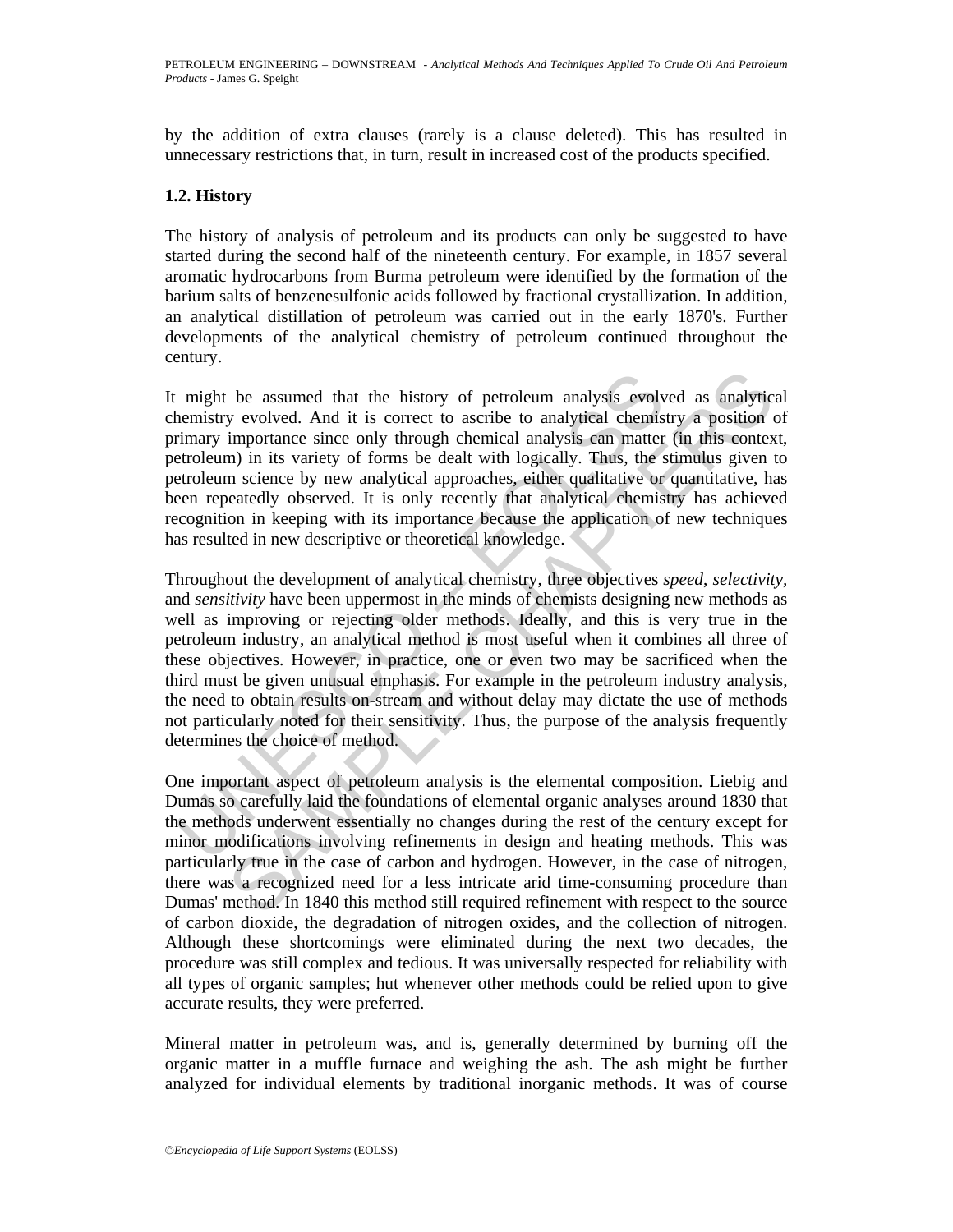by the addition of extra clauses (rarely is a clause deleted). This has resulted in unnecessary restrictions that, in turn, result in increased cost of the products specified.

### 1.2. History

The history of analysis of petroleum and its products can only be suggested to have started during the second half of the nineteenth century. For example, in 1857 several aromatic hydrocarbons from Burma petroleum were identified by the formation of the barium salts of benzenesulfonic acids followed by fractional crystallization. In addition, an analytical distillation of petroleum was carried out in the early 1870's. Further developments of the analytical chemistry of petroleum continued throughout the century.

It might be assumed that the history of petroleum analysis evolved as analytical chemistry evolved. And it is correct to ascribe to analytical chemistry a position of primary importance since only through chemical analysis can matter (in this context, petroleum) in its variety of forms be dealt with logically. Thus, the stimulus given to petroleum science by new analytical approaches, either qualitative or quantitative, has been repeatedly observed. It is only recently that analytical chemistry has achieved recognition in keeping with its importance because the application of new techniques has resulted in new descriptive or theoretical knowledge.

Throughout the development of analytical chemistry, three objectives *speed*, *selectivity*, and *sensitivity* have been uppermost in the minds of chemists designing new methods as well as improving or rejecting older methods. Ideally, and this is very true in the petroleum industry, an analytical method is most useful when it combines all three of these objectives. However, in practice, one or even two may be sacrificed when the third must be given unusual emphasis. For example in the petroleum industry analysis, the need to obtain results on-stream and without delay may dictate the use of methods not particularly noted for their sensitivity. Thus, the purpose of the analysis frequently determines the choice of method.

One important aspect of petroleum analysis is the elemental composition. Liebig and Dumas so carefully laid the foundations of elemental organic analyses around 1830 that the methods underwent essentially no changes during the rest of the century except for minor modifications involving refinements in design and heating methods. This was particularly true in the case of carbon and hydrogen. However, in the case of nitrogen, there was a recognized need for a less intricate arid time-consuming procedure than Dumas' method. In 1840 this method still required refinement with respect to the source of carbon dioxide, the degradation of nitrogen oxides, and the collection of nitrogen. Although these shortcomings were eliminated during the next two decades, the procedure was still complex and tedious. It was universally respected for reliability with all types of organic samples; hut whenever other methods could be relied upon to give accurate results, they were preferred.

Mineral matter in petroleum was, and is, generally determined by burning off the organic matter in a muffle furnace and weighing the ash. The ash might be further analyzed for individual elements by traditional inorganic methods. It was of course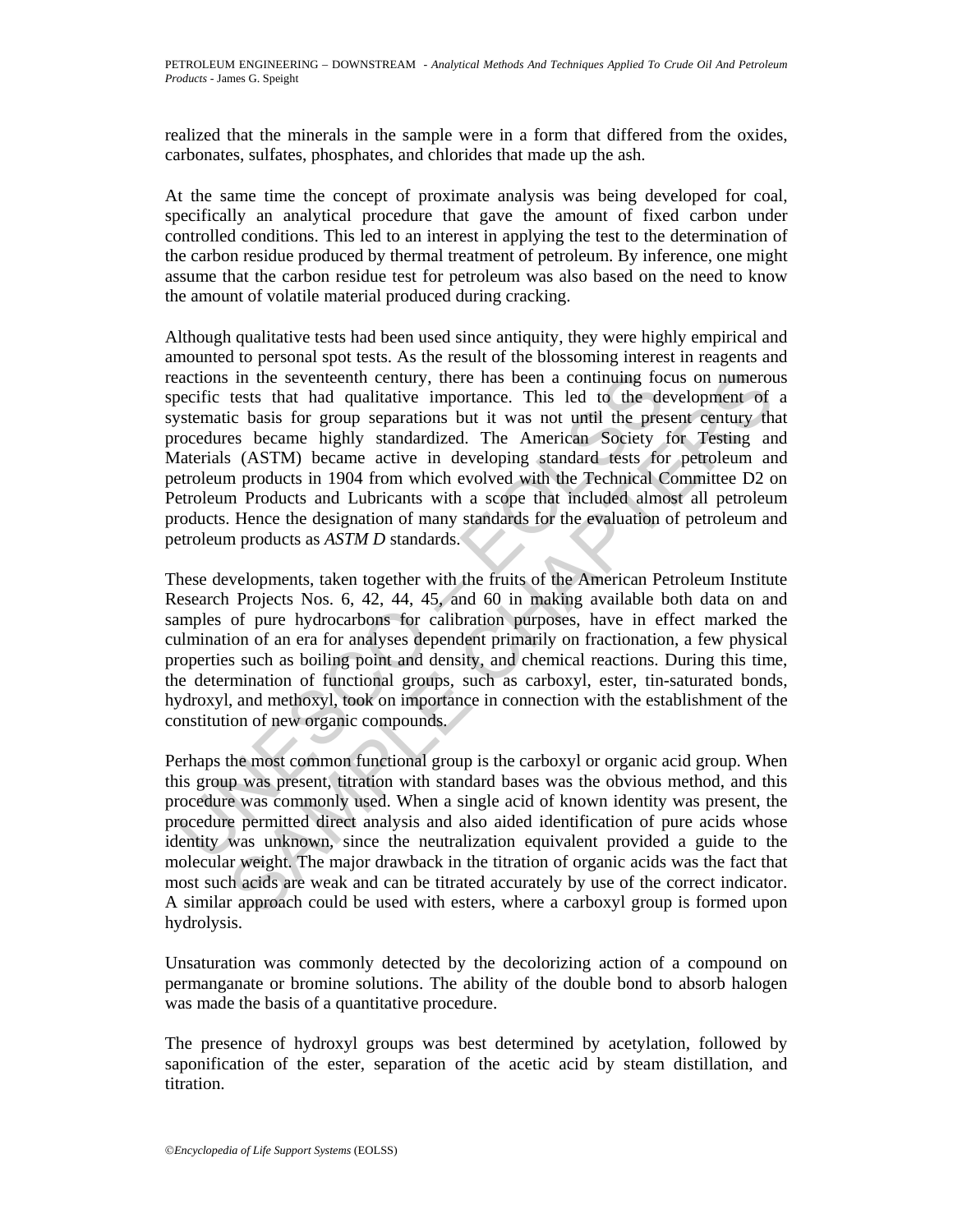realized that the minerals in the sample were in a form that differed from the oxides, carbonates, sulfates, phosphates, and chlorides that made up the ash.

At the same time the concept of proximate analysis was being developed for coal, specifically an analytical procedure that gave the amount of fixed carbon under controlled conditions. This led to an interest in applying the test to the determination of the carbon residue produced by thermal treatment of petroleum. By inference, one might assume that the carbon residue test for petroleum was also based on the need to know the amount of volatile material produced during cracking.

Although qualitative tests had been used since antiquity, they were highly empirical and amounted to personal spot tests. As the result of the blossoming interest in reagents and reactions in the seventeenth century, there has been a continuing focus on numerous specific tests that had qualitative importance. This led to the development of a systematic basis for group separations but it was not until the present century that procedures became highly standardized. The American Society for Testing and Materials (ASTM) became active in developing standard tests for petroleum and petroleum products in 1904 from which evolved with the Technical Committee D2 on Petroleum Products and Lubricants with a scope that included almost all petroleum products. Hence the designation of many standards for the evaluation of petroleum and petroleum products as *ASTM D* standards.

These developments, taken together with the fruits of the American Petroleum Institute Research Projects Nos. 6, 42, 44, 45, and 60 in making available both data on and samples of pure hydrocarbons for calibration purposes, have in effect marked the culmination of an era for analyses dependent primarily on fractionation, a few physical properties such as boiling point and density, and chemical reactions. During this time, the determination of functional groups, such as carboxyl, ester, tin-saturated bonds, hydroxyl, and methoxyl, took on importance in connection with the establishment of the constitution of new organic compounds.

Perhaps the most common functional group is the carboxyl or organic acid group. When this group was present, titration with standard bases was the obvious method, and this procedure was commonly used. When a single acid of known identity was present, the procedure permitted direct analysis and also aided identification of pure acids whose identity was unknown, since the neutralization equivalent provided a guide to the molecular weight. The major drawback in the titration of organic acids was the fact that most such acids are weak and can be titrated accurately by use of the correct indicator. A similar approach could be used with esters, where a carboxyl group is formed upon hydrolysis.

Unsaturation was commonly detected by the decolorizing action of a compound on permanganate or bromine solutions. The ability of the double bond to absorb halogen was made the basis of a quantitative procedure.

The presence of hydroxyl groups was best determined by acetylation, followed by saponification of the ester, separation of the acetic acid by steam distillation, and titration.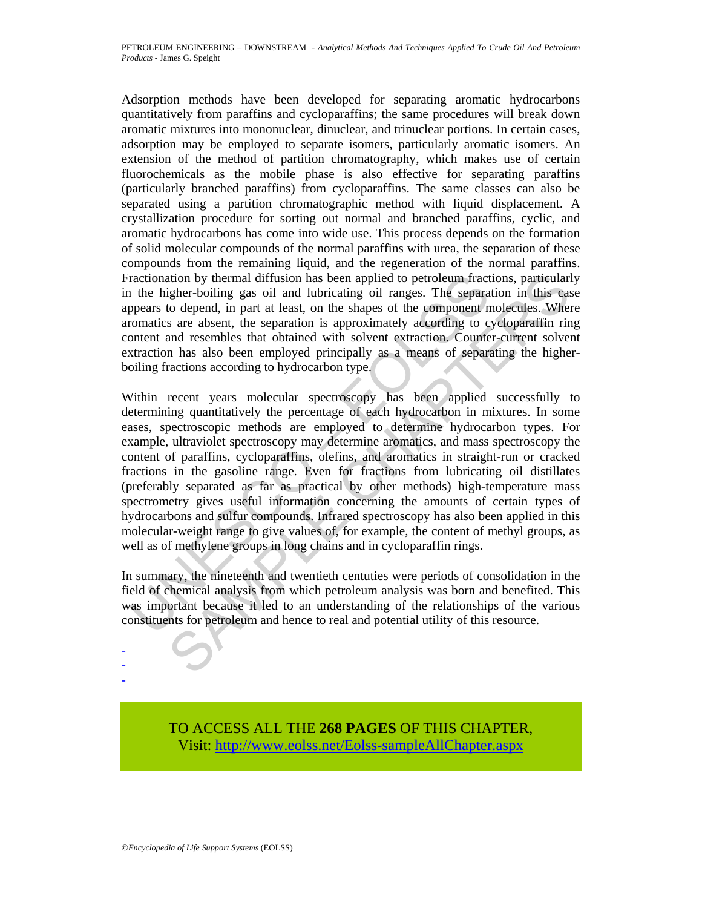Adsorption methods have been developed for separating aromatic hydrocarbons quantitatively from paraffins and cycloparaffins; the same procedures will break down aromatic mixtures into mononuclear, dinuclear, and trinuclear portions. In certain cases, adsorption may be employed to separate isomers, particularly aromatic isomers. An extension of the method of partition chromatography, which makes use of certain fluorochemicals as the mobile phase is also effective for separating paraffins (particularly branched paraffins) from cycloparaffins. The same classes can also be separated using a partition chromatographic method with liquid displacement. A crystallization procedure for sorting out normal and branched paraffins, cyclic, and aromatic hydrocarbons has come into wide use. This process depends on the formation of solid molecular compounds of the normal paraffins with urea, the separation of these compounds from the remaining liquid, and the regeneration of the normal paraffins. Fractionation by thermal diffusion has been applied to petroleum fractions, particularly in the higher-boiling gas oil and lubricating oil ranges. The separation in this case appears to depend, in part at least, on the shapes of the component molecules. Where aromatics are absent, the separation is approximately according to cycloparaffin ring content and resembles that obtained with solvent extraction. Counter-current solvent extraction has also been employed principally as a means of separating the higher-boiling fractions according to hydrocarbon type.

Within recent years molecular spectroscopy has been applied successfully to determining quantitatively the percentage of each hydrocarbon in mixtures. In some eases, spectroscopic methods are employed to determine hydrocarbon types. For example, ultraviolet spectroscopy may determine aromatics, and mass spectroscopy the content of paraffins, cycloparaffins, olefins, and aromatics in straight-run or cracked fractions in the gasoline range. Even for fractions from lubricating oil distillates (preferably separated as far as practical by other methods) high-temperature mass spectrometry gives useful information concerning the amounts of certain types of hydrocarbons and sulfur compounds. Infrared spectroscopy has also been applied in this molecular-weight range to give values of, for example, the content of methyl groups, as well as of methylene groups in long chains and in cycloparaffin rings.

In summary, the nineteenth and twentieth centuties were periods of consolidation in the field of chemical analysis from which petroleum analysis was born and benefited. This was important because it led to an understanding of the relationships of the various constituents for petroleum and hence to real and potential utility of this resource.

-
-
-

TO ACCESS ALL THE **268 PAGES** OF THIS CHAPTER,
Visit: http://www.eolss.net/Eolss-sampleAllChapter.aspx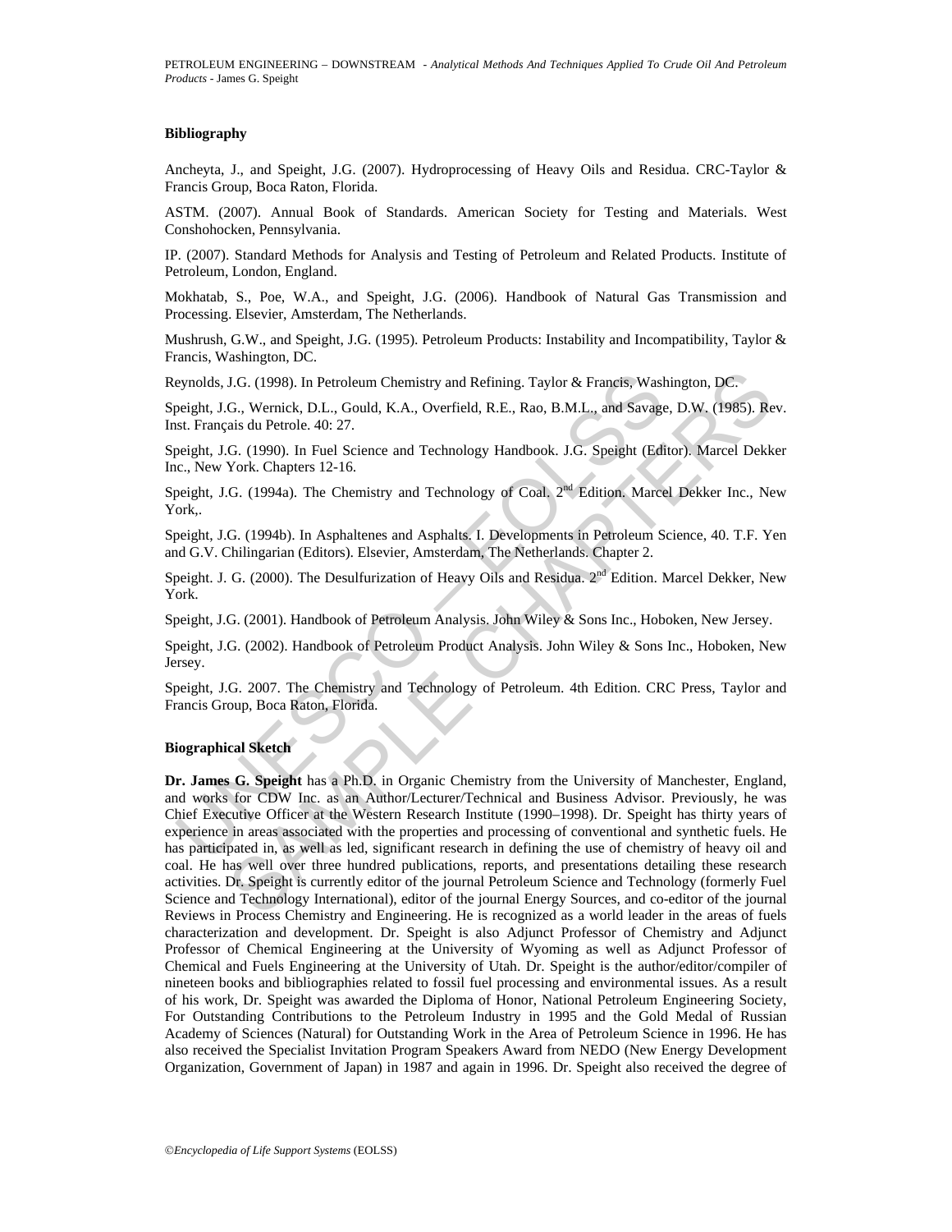### Bibliography

Ancheyta, J., and Speight, J.G. (2007). Hydroprocessing of Heavy Oils and Residua. CRC-Taylor & Francis Group, Boca Raton, Florida.

ASTM. (2007). Annual Book of Standards. American Society for Testing and Materials. West Conshohocken, Pennsylvania.

IP. (2007). Standard Methods for Analysis and Testing of Petroleum and Related Products. Institute of Petroleum, London, England.

Mokhatab, S., Poe, W.A., and Speight, J.G. (2006). Handbook of Natural Gas Transmission and Processing. Elsevier, Amsterdam, The Netherlands.

Mushrush, G.W., and Speight, J.G. (1995). Petroleum Products: Instability and Incompatibility, Taylor & Francis, Washington, DC.

Reynolds, J.G. (1998). In Petroleum Chemistry and Refining. Taylor & Francis, Washington, DC.

Speight, J.G., Wernick, D.L., Gould, K.A., Overfield, R.E., Rao, B.M.L., and Savage, D.W. (1985). Rev. Inst. Français du Petrole. 40: 27.

Speight, J.G. (1990). In Fuel Science and Technology Handbook. J.G. Speight (Editor). Marcel Dekker Inc., New York. Chapters 12-16.

Speight, J.G. (1994a). The Chemistry and Technology of Coal. 2nd Edition. Marcel Dekker Inc., New York,.

Speight, J.G. (1994b). In Asphaltenes and Asphalts. I. Developments in Petroleum Science, 40. T.F. Yen and G.V. Chilingarian (Editors). Elsevier, Amsterdam, The Netherlands. Chapter 2.

Speight. J. G. (2000). The Desulfurization of Heavy Oils and Residua. 2nd Edition. Marcel Dekker, New York.

Speight, J.G. (2001). Handbook of Petroleum Analysis. John Wiley & Sons Inc., Hoboken, New Jersey.

Speight, J.G. (2002). Handbook of Petroleum Product Analysis. John Wiley & Sons Inc., Hoboken, New Jersey.

Speight, J.G. 2007. The Chemistry and Technology of Petroleum. 4th Edition. CRC Press, Taylor and Francis Group, Boca Raton, Florida.

### Biographical Sketch

**Dr. James G. Speight** has a Ph.D. in Organic Chemistry from the University of Manchester, England, and works for CDW Inc. as an Author/Lecturer/Technical and Business Advisor. Previously, he was Chief Executive Officer at the Western Research Institute (1990–1998). Dr. Speight has thirty years of experience in areas associated with the properties and processing of conventional and synthetic fuels. He has participated in, as well as led, significant research in defining the use of chemistry of heavy oil and coal. He has well over three hundred publications, reports, and presentations detailing these research activities. Dr. Speight is currently editor of the journal Petroleum Science and Technology (formerly Fuel Science and Technology International), editor of the journal Energy Sources, and co-editor of the journal Reviews in Process Chemistry and Engineering. He is recognized as a world leader in the areas of fuels characterization and development. Dr. Speight is also Adjunct Professor of Chemistry and Adjunct Professor of Chemical Engineering at the University of Wyoming as well as Adjunct Professor of Chemical and Fuels Engineering at the University of Utah. Dr. Speight is the author/editor/compiler of nineteen books and bibliographies related to fossil fuel processing and environmental issues. As a result of his work, Dr. Speight was awarded the Diploma of Honor, National Petroleum Engineering Society, For Outstanding Contributions to the Petroleum Industry in 1995 and the Gold Medal of Russian Academy of Sciences (Natural) for Outstanding Work in the Area of Petroleum Science in 1996. He has also received the Specialist Invitation Program Speakers Award from NEDO (New Energy Development Organization, Government of Japan) in 1987 and again in 1996. Dr. Speight also received the degree of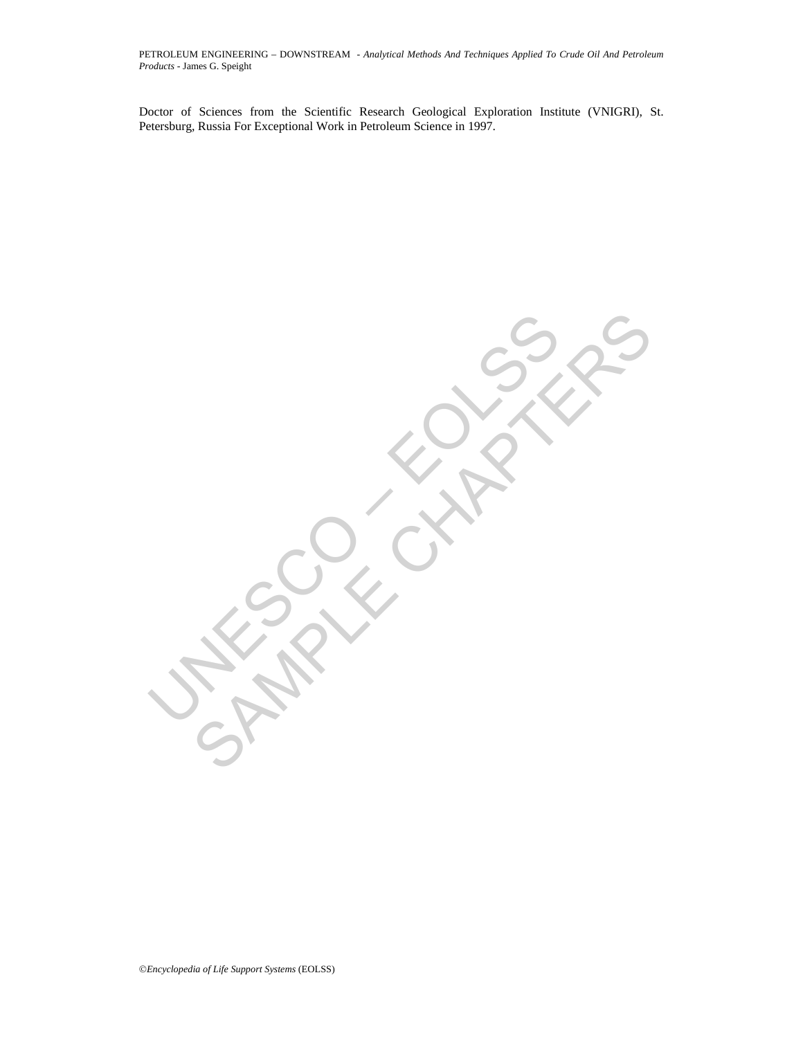Doctor of Sciences from the Scientific Research Geological Exploration Institute (VNIGRI), St. Petersburg, Russia For Exceptional Work in Petroleum Science in 1997.